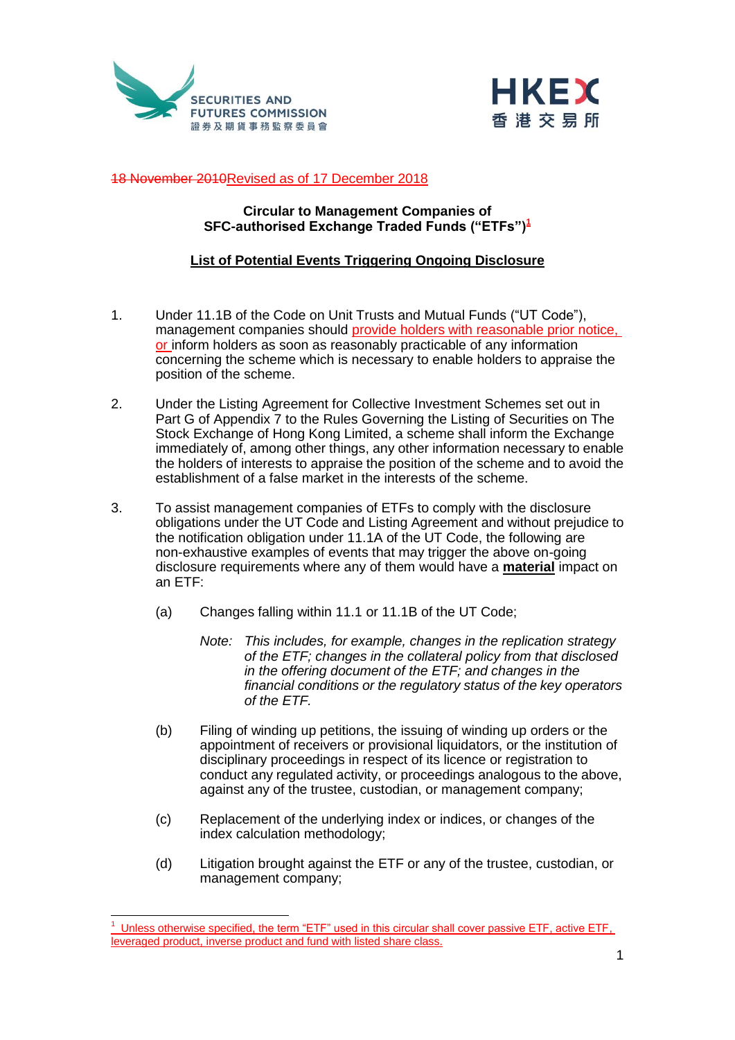~~18 November 2010~~Revised as of 17 December 2018

**Circular to Management Companies of SFC-authorised Exchange Traded Funds ("ETFs")[1]**

**List of Potential Events Triggering Ongoing Disclosure**

1. Under 11.1B of the Code on Unit Trusts and Mutual Funds ("UT Code"), management companies should provide holders with reasonable prior notice, or inform holders as soon as reasonably practicable of any information concerning the scheme which is necessary to enable holders to appraise the position of the scheme.

2. Under the Listing Agreement for Collective Investment Schemes set out in Part G of Appendix 7 to the Rules Governing the Listing of Securities on The Stock Exchange of Hong Kong Limited, a scheme shall inform the Exchange immediately of, among other things, any other information necessary to enable the holders of interests to appraise the position of the scheme and to avoid the establishment of a false market in the interests of the scheme.

3. To assist management companies of ETFs to comply with the disclosure obligations under the UT Code and Listing Agreement and without prejudice to the notification obligation under 11.1A of the UT Code, the following are non-exhaustive examples of events that may trigger the above on-going disclosure requirements where any of them would have a **material** impact on an ETF:

   (a) Changes falling within 11.1 or 11.1B of the UT Code;

   *Note: This includes, for example, changes in the replication strategy of the ETF; changes in the collateral policy from that disclosed in the offering document of the ETF; and changes in the financial conditions or the regulatory status of the key operators of the ETF.*

   (b) Filing of winding up petitions, the issuing of winding up orders or the appointment of receivers or provisional liquidators, or the institution of disciplinary proceedings in respect of its licence or registration to conduct any regulated activity, or proceedings analogous to the above, against any of the trustee, custodian, or management company;

   (c) Replacement of the underlying index or indices, or changes of the index calculation methodology;

   (d) Litigation brought against the ETF or any of the trustee, custodian, or management company;

[1] Unless otherwise specified, the term "ETF" used in this circular shall cover passive ETF, active ETF, leveraged product, inverse product and fund with listed share class.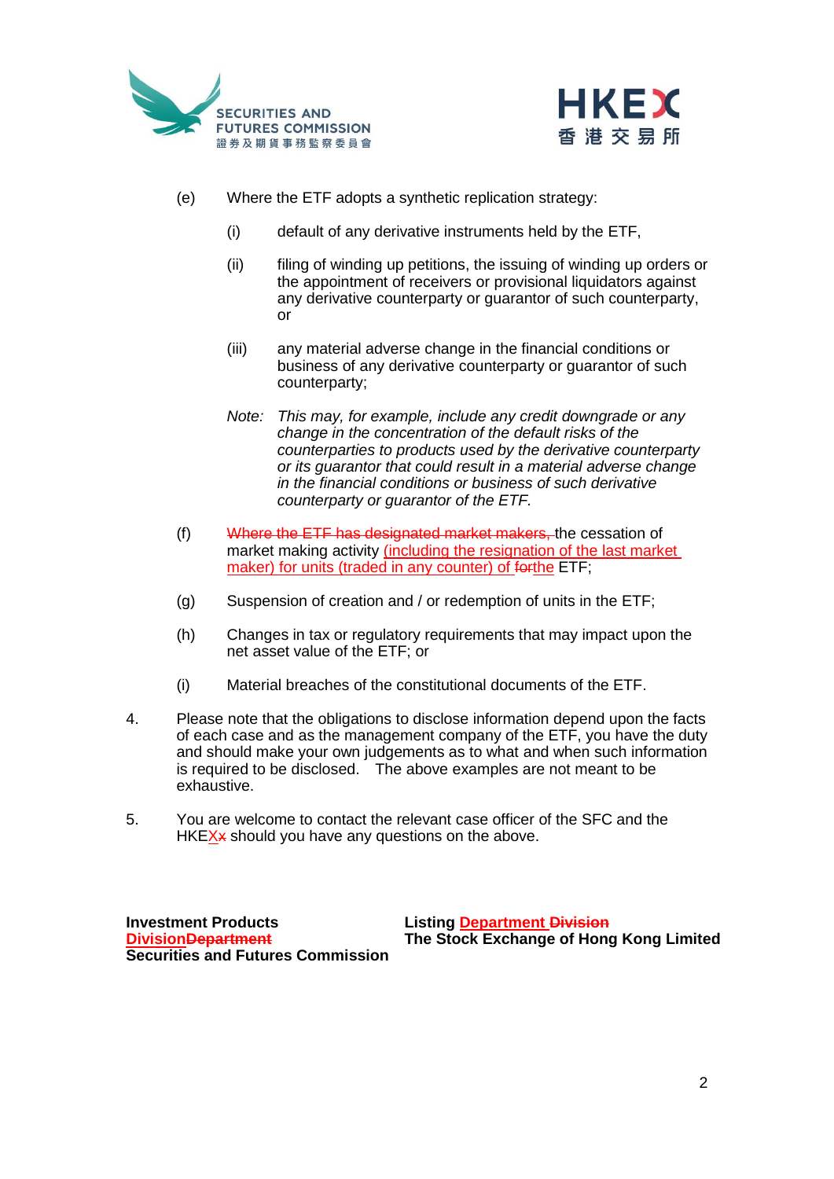(e) Where the ETF adopts a synthetic replication strategy:

   (i) default of any derivative instruments held by the ETF,

   (ii) filing of winding up petitions, the issuing of winding up orders or the appointment of receivers or provisional liquidators against any derivative counterparty or guarantor of such counterparty, or

   (iii) any material adverse change in the financial conditions or business of any derivative counterparty or guarantor of such counterparty;

   *Note: This may, for example, include any credit downgrade or any change in the concentration of the default risks of the counterparties to products used by the derivative counterparty or its guarantor that could result in a material adverse change in the financial conditions or business of such derivative counterparty or guarantor of the ETF.*

(f) ~~Where the ETF has designated market makers,~~ the cessation of market making activity (including the resignation of the last market maker) for units (traded in any counter) of ~~for~~the ETF;

(g) Suspension of creation and / or redemption of units in the ETF;

(h) Changes in tax or regulatory requirements that may impact upon the net asset value of the ETF; or

(i) Material breaches of the constitutional documents of the ETF.

4. Please note that the obligations to disclose information depend upon the facts of each case and as the management company of the ETF, you have the duty and should make your own judgements as to what and when such information is required to be disclosed. The above examples are not meant to be exhaustive.

5. You are welcome to contact the relevant case officer of the SFC and the HKEX~~x~~ should you have any questions on the above.

**Investment Products Division~~Department~~**
**Securities and Futures Commission**

**Listing Department ~~Division~~**
**The Stock Exchange of Hong Kong Limited**